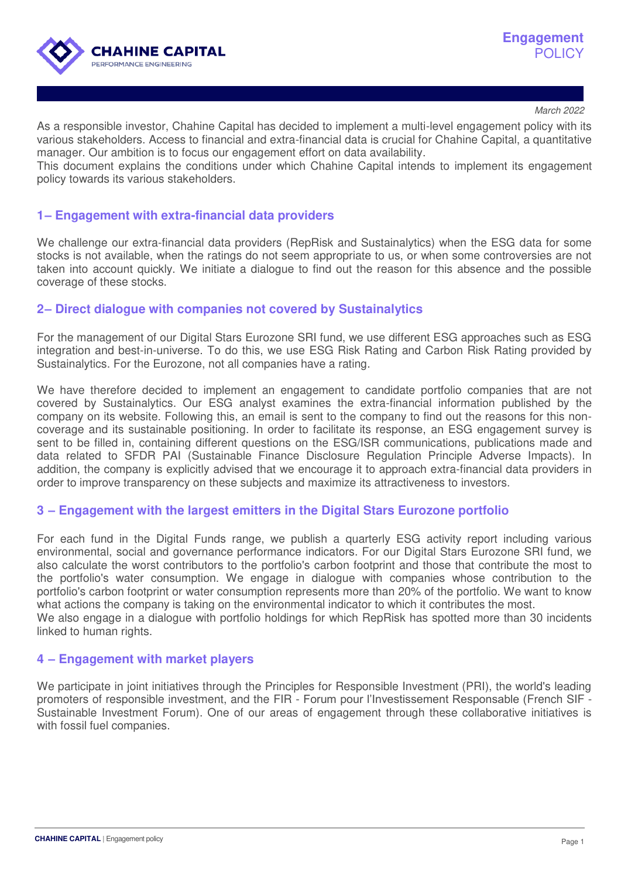# Engagement POLICY

*March 2022*

As a responsible investor, Chahine Capital has decided to implement a multi-level engagement policy with its various stakeholders. Access to financial and extra-financial data is crucial for Chahine Capital, a quantitative manager. Our ambition is to focus our engagement effort on data availability.

This document explains the conditions under which Chahine Capital intends to implement its engagement policy towards its various stakeholders.

## 1– Engagement with extra-financial data providers

We challenge our extra-financial data providers (RepRisk and Sustainalytics) when the ESG data for some stocks is not available, when the ratings do not seem appropriate to us, or when some controversies are not taken into account quickly. We initiate a dialogue to find out the reason for this absence and the possible coverage of these stocks.

## 2– Direct dialogue with companies not covered by Sustainalytics

For the management of our Digital Stars Eurozone SRI fund, we use different ESG approaches such as ESG integration and best-in-universe. To do this, we use ESG Risk Rating and Carbon Risk Rating provided by Sustainalytics. For the Eurozone, not all companies have a rating.

We have therefore decided to implement an engagement to candidate portfolio companies that are not covered by Sustainalytics. Our ESG analyst examines the extra-financial information published by the company on its website. Following this, an email is sent to the company to find out the reasons for this non-coverage and its sustainable positioning. In order to facilitate its response, an ESG engagement survey is sent to be filled in, containing different questions on the ESG/ISR communications, publications made and data related to SFDR PAI (Sustainable Finance Disclosure Regulation Principle Adverse Impacts). In addition, the company is explicitly advised that we encourage it to approach extra-financial data providers in order to improve transparency on these subjects and maximize its attractiveness to investors.

## 3 – Engagement with the largest emitters in the Digital Stars Eurozone portfolio

For each fund in the Digital Funds range, we publish a quarterly ESG activity report including various environmental, social and governance performance indicators. For our Digital Stars Eurozone SRI fund, we also calculate the worst contributors to the portfolio's carbon footprint and those that contribute the most to the portfolio's water consumption. We engage in dialogue with companies whose contribution to the portfolio's carbon footprint or water consumption represents more than 20% of the portfolio. We want to know what actions the company is taking on the environmental indicator to which it contributes the most.

We also engage in a dialogue with portfolio holdings for which RepRisk has spotted more than 30 incidents linked to human rights.

## 4 – Engagement with market players

We participate in joint initiatives through the Principles for Responsible Investment (PRI), the world's leading promoters of responsible investment, and the FIR - Forum pour l'Investissement Responsable (French SIF - Sustainable Investment Forum). One of our areas of engagement through these collaborative initiatives is with fossil fuel companies.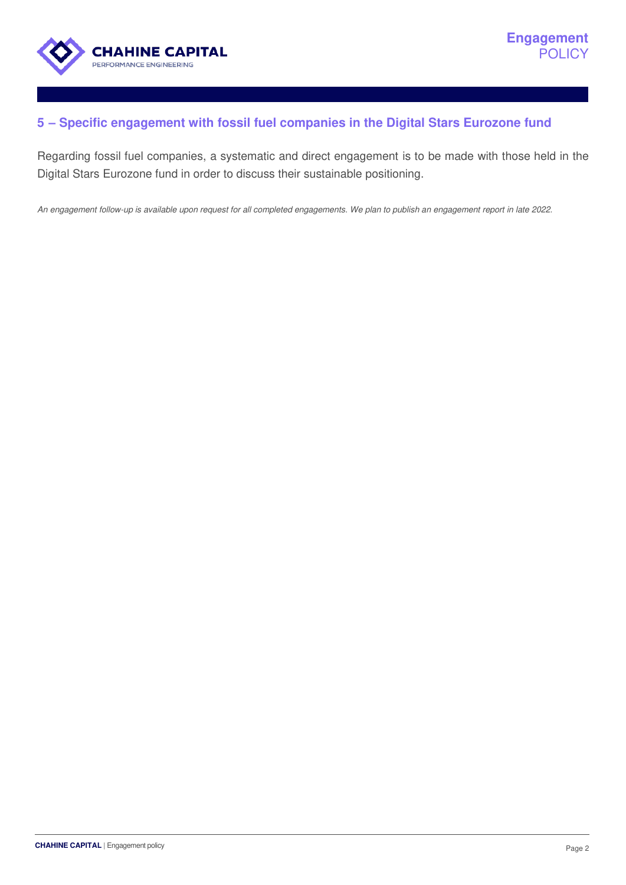## 5 – Specific engagement with fossil fuel companies in the Digital Stars Eurozone fund

Regarding fossil fuel companies, a systematic and direct engagement is to be made with those held in the Digital Stars Eurozone fund in order to discuss their sustainable positioning.

*An engagement follow-up is available upon request for all completed engagements. We plan to publish an engagement report in late 2022.*